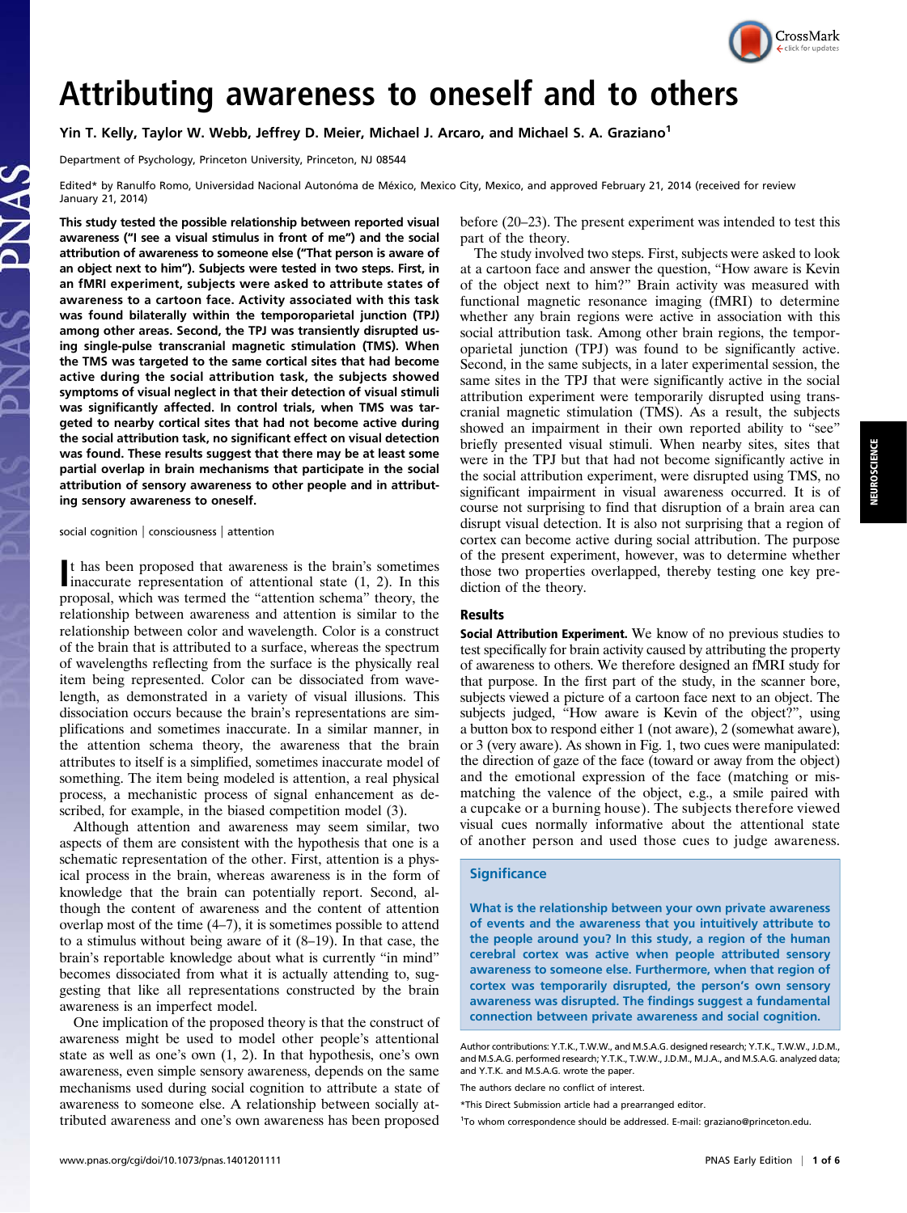# Attributing awareness to oneself and to others

Yin T. Kelly, Taylor W. Webb, Jeffrey D. Meier, Michael J. Arcaro, and Michael S. A. Graziano[1]

Department of Psychology, Princeton University, Princeton, NJ 08544

Edited* by Ranulfo Romo, Universidad Nacional Autónoma de México, Mexico City, Mexico, and approved February 21, 2014 (received for review January 21, 2014)

**This study tested the possible relationship between reported visual awareness ("I see a visual stimulus in front of me") and the social attribution of awareness to someone else ("That person is aware of an object next to him"). Subjects were tested in two steps. First, in an fMRI experiment, subjects were asked to attribute states of awareness to a cartoon face. Activity associated with this task was found bilaterally within the temporoparietal junction (TPJ) among other areas. Second, the TPJ was transiently disrupted using single-pulse transcranial magnetic stimulation (TMS). When the TMS was targeted to the same cortical sites that had become active during the social attribution task, the subjects showed symptoms of visual neglect in that their detection of visual stimuli was significantly affected. In control trials, when TMS was targeted to nearby cortical sites that had not become active during the social attribution task, no significant effect on visual detection was found. These results suggest that there may be at least some partial overlap in brain mechanisms that participate in the social attribution of sensory awareness to other people and in attributing sensory awareness to oneself.**

social cognition | consciousness | attention

It has been proposed that awareness is the brain's sometimes inaccurate representation of attentional state (1, 2). In this proposal, which was termed the "attention schema" theory, the relationship between awareness and attention is similar to the relationship between color and wavelength. Color is a construct of the brain that is attributed to a surface, whereas the spectrum of wavelengths reflecting from the surface is the physically real item being represented. Color can be dissociated from wavelength, as demonstrated in a variety of visual illusions. This dissociation occurs because the brain's representations are simplifications and sometimes inaccurate. In a similar manner, in the attention schema theory, the awareness that the brain attributes to itself is a simplified, sometimes inaccurate model of something. The item being modeled is attention, a real physical process, a mechanistic process of signal enhancement as described, for example, in the biased competition model (3).

Although attention and awareness may seem similar, two aspects of them are consistent with the hypothesis that one is a schematic representation of the other. First, attention is a physical process in the brain, whereas awareness is in the form of knowledge that the brain can potentially report. Second, although the content of awareness and the content of attention overlap most of the time (4–7), it is sometimes possible to attend to a stimulus without being aware of it (8–19). In that case, the brain's reportable knowledge about what is currently "in mind" becomes dissociated from what it is actually attending to, suggesting that like all representations constructed by the brain awareness is an imperfect model.

One implication of the proposed theory is that the construct of awareness might be used to model other people's attentional state as well as one's own (1, 2). In that hypothesis, one's own awareness, even simple sensory awareness, depends on the same mechanisms used during social cognition to attribute a state of awareness to someone else. A relationship between socially attributed awareness and one's own awareness has been proposed before (20–23). The present experiment was intended to test this part of the theory.

The study involved two steps. First, subjects were asked to look at a cartoon face and answer the question, "How aware is Kevin of the object next to him?" Brain activity was measured with functional magnetic resonance imaging (fMRI) to determine whether any brain regions were active in association with this social attribution task. Among other brain regions, the temporoparietal junction (TPJ) was found to be significantly active. Second, in the same subjects, in a later experimental session, the same sites in the TPJ that were significantly active in the social attribution experiment were temporarily disrupted using transcranial magnetic stimulation (TMS). As a result, the subjects showed an impairment in their own reported ability to "see" briefly presented visual stimuli. When nearby sites, sites that were in the TPJ but that had not become significantly active in the social attribution experiment, were disrupted using TMS, no significant impairment in visual awareness occurred. It is of course not surprising to find that disruption of a brain area can disrupt visual detection. It is also not surprising that a region of cortex can become active during social attribution. The purpose of the present experiment, however, was to determine whether those two properties overlapped, thereby testing one key prediction of the theory.

## Results

**Social Attribution Experiment.** We know of no previous studies to test specifically for brain activity caused by attributing the property of awareness to others. We therefore designed an fMRI study for that purpose. In the first part of the study, in the scanner bore, subjects viewed a picture of a cartoon face next to an object. The subjects judged, "How aware is Kevin of the object?", using a button box to respond either 1 (not aware), 2 (somewhat aware), or 3 (very aware). As shown in Fig. 1, two cues were manipulated: the direction of gaze of the face (toward or away from the object) and the emotional expression of the face (matching or mismatching the valence of the object, e.g., a smile paired with a cupcake or a burning house). The subjects therefore viewed visual cues normally informative about the attentional state of another person and used those cues to judge awareness.

### Significance

What is the relationship between your own private awareness of events and the awareness that you intuitively attribute to the people around you? In this study, a region of the human cerebral cortex was active when people attributed sensory awareness to someone else. Furthermore, when that region of cortex was temporarily disrupted, the person's own sensory awareness was disrupted. The findings suggest a fundamental connection between private awareness and social cognition.

Author contributions: Y.T.K., T.W.W., and M.S.A.G. designed research; Y.T.K., T.W.W., J.D.M., and M.S.A.G. performed research; Y.T.K., T.W.W., J.D.M., M.J.A., and M.S.A.G. analyzed data; and Y.T.K. and M.S.A.G. wrote the paper.

The authors declare no conflict of interest.

*This Direct Submission article had a prearranged editor.

[1]To whom correspondence should be addressed. E-mail: graziano@princeton.edu.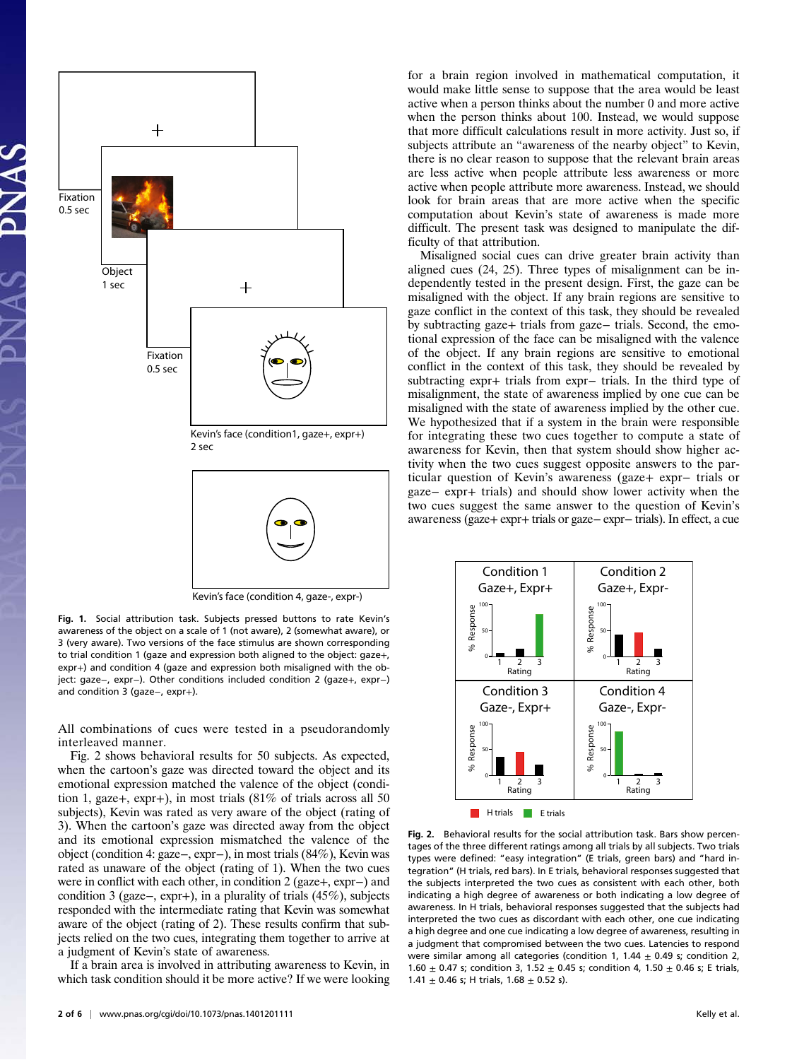**Fig. 1.** Social attribution task. Subjects pressed buttons to rate Kevin's awareness of the object on a scale of 1 (not aware), 2 (somewhat aware), or 3 (very aware). Two versions of the face stimulus are shown corresponding to trial condition 1 (gaze and expression both aligned to the object: gaze+, expr+) and condition 4 (gaze and expression both misaligned with the object: gaze−, expr−). Other conditions included condition 2 (gaze+, expr−) and condition 3 (gaze−, expr+).

All combinations of cues were tested in a pseudorandomly interleaved manner.

Fig. 2 shows behavioral results for 50 subjects. As expected, when the cartoon's gaze was directed toward the object and its emotional expression matched the valence of the object (condition 1, gaze+, expr+), in most trials (81% of trials across all 50 subjects), Kevin was rated as very aware of the object (rating of 3). When the cartoon's gaze was directed away from the object and its emotional expression mismatched the valence of the object (condition 4: gaze−, expr−), in most trials (84%), Kevin was rated as unaware of the object (rating of 1). When the two cues were in conflict with each other, in condition 2 (gaze+, expr−) and condition 3 (gaze−, expr+), in a plurality of trials (45%), subjects responded with the intermediate rating that Kevin was somewhat aware of the object (rating of 2). These results confirm that subjects relied on the two cues, integrating them together to arrive at a judgment of Kevin's state of awareness.

If a brain area is involved in attributing awareness to Kevin, in which task condition should it be more active? If we were looking for a brain region involved in mathematical computation, it would make little sense to suppose that the area would be least active when a person thinks about the number 0 and more active when the person thinks about 100. Instead, we would suppose that more difficult calculations result in more activity. Just so, if subjects attribute an "awareness of the nearby object" to Kevin, there is no clear reason to suppose that the relevant brain areas are less active when people attribute less awareness or more active when people attribute more awareness. Instead, we should look for brain areas that are more active when the specific computation about Kevin's state of awareness is made more difficult. The present task was designed to manipulate the difficulty of that attribution.

Misaligned social cues can drive greater brain activity than aligned cues (24, 25). Three types of misalignment can be independently tested in the present design. First, the gaze can be misaligned with the object. If any brain regions are sensitive to gaze conflict in the context of this task, they should be revealed by subtracting gaze+ trials from gaze− trials. Second, the emotional expression of the face can be misaligned with the valence of the object. If any brain regions are sensitive to emotional conflict in the context of this task, they should be revealed by subtracting expr+ trials from expr− trials. In the third type of misalignment, the state of awareness implied by one cue can be misaligned with the state of awareness implied by the other cue. We hypothesized that if a system in the brain were responsible for integrating these two cues together to compute a state of awareness for Kevin, then that system should show higher activity when the two cues suggest opposite answers to the particular question of Kevin's awareness (gaze+ expr− trials or gaze− expr+ trials) and should show lower activity when the two cues suggest the same answer to the question of Kevin's awareness (gaze+ expr+ trials or gaze− expr− trials). In effect, a cue

**Fig. 2.** Behavioral results for the social attribution task. Bars show percentages of the three different ratings among all trials by all subjects. Two trials types were defined: "easy integration" (E trials, green bars) and "hard integration" (H trials, red bars). In E trials, behavioral responses suggested that the subjects interpreted the two cues as consistent with each other, both indicating a high degree of awareness or both indicating a low degree of awareness. In H trials, behavioral responses suggested that the subjects had interpreted the two cues as discordant with each other, one cue indicating a high degree and one cue indicating a low degree of awareness, resulting in a judgment that compromised between the two cues. Latencies to respond were similar among all categories (condition 1, 1.44 ± 0.49 s; condition 2, 1.60 ± 0.47 s; condition 3, 1.52 ± 0.45 s; condition 4, 1.50 ± 0.46 s; E trials, 1.41 ± 0.46 s; H trials, 1.68 ± 0.52 s).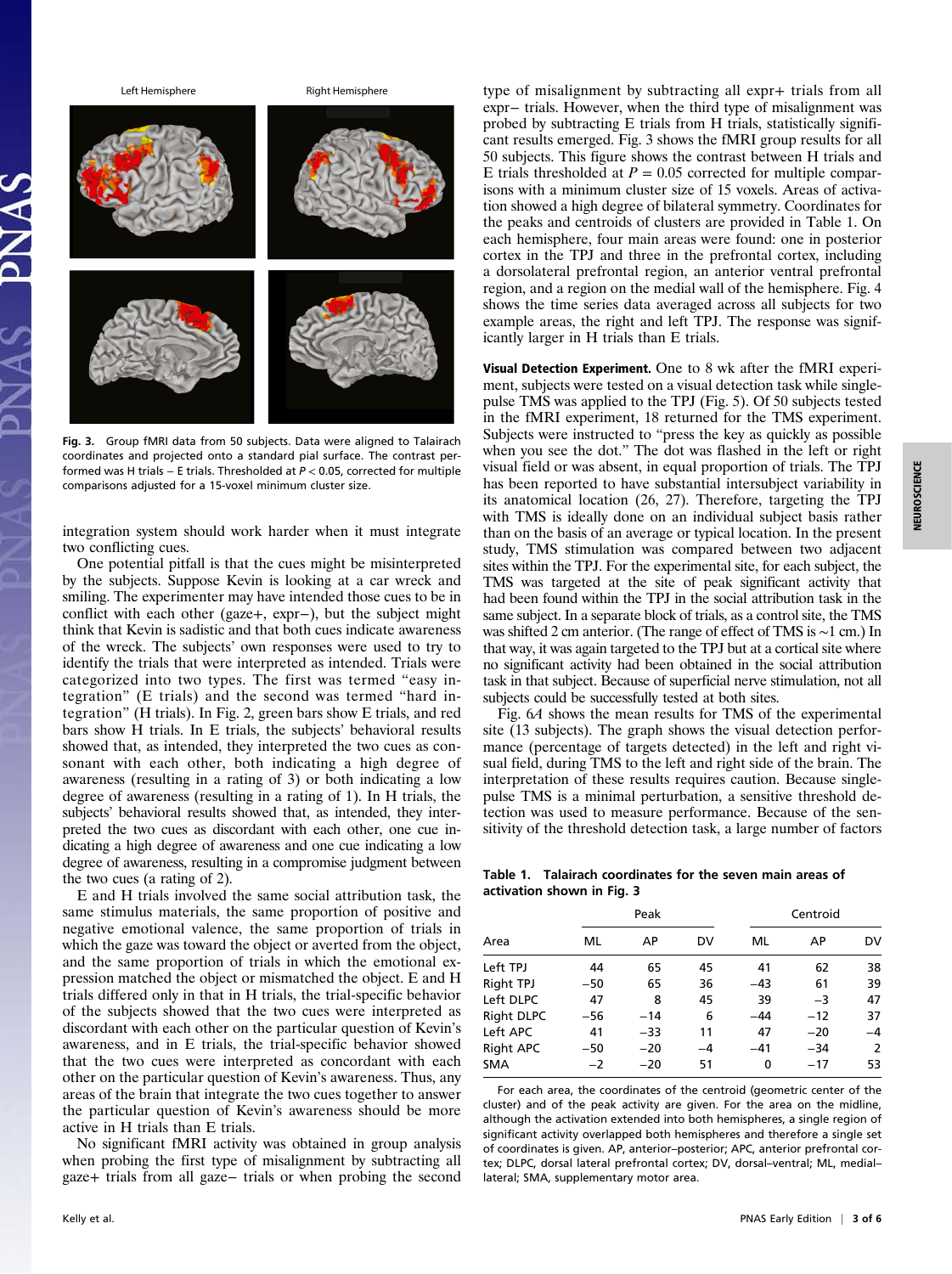Left Hemisphere Right Hemisphere

**Fig. 3.** Group fMRI data from 50 subjects. Data were aligned to Talairach coordinates and projected onto a standard pial surface. The contrast performed was H trials − E trials. Thresholded at $P < 0.05$, corrected for multiple comparisons adjusted for a 15-voxel minimum cluster size.

integration system should work harder when it must integrate two conflicting cues.

One potential pitfall is that the cues might be misinterpreted by the subjects. Suppose Kevin is looking at a car wreck and smiling. The experimenter may have intended those cues to be in conflict with each other (gaze+, expr−), but the subject might think that Kevin is sadistic and that both cues indicate awareness of the wreck. The subjects' own responses were used to try to identify the trials that were interpreted as intended. Trials were categorized into two types. The first was termed "easy integration" (E trials) and the second was termed "hard integration" (H trials). In Fig. 2, green bars show E trials, and red bars show H trials. In E trials, the subjects' behavioral results showed that, as intended, they interpreted the two cues as consonant with each other, both indicating a high degree of awareness (resulting in a rating of 3) or both indicating a low degree of awareness (resulting in a rating of 1). In H trials, the subjects' behavioral results showed that, as intended, they interpreted the two cues as discordant with each other, one cue indicating a high degree of awareness and one cue indicating a low degree of awareness, resulting in a compromise judgment between the two cues (a rating of 2).

E and H trials involved the same social attribution task, the same stimulus materials, the same proportion of positive and negative emotional valence, the same proportion of trials in which the gaze was toward the object or averted from the object, and the same proportion of trials in which the emotional expression matched the object or mismatched the object. E and H trials differed only in that in H trials, the trial-specific behavior of the subjects showed that the two cues were interpreted as discordant with each other on the particular question of Kevin's awareness, and in E trials, the trial-specific behavior showed that the two cues were interpreted as concordant with each other on the particular question of Kevin's awareness. Thus, any areas of the brain that integrate the two cues together to answer the particular question of Kevin's awareness should be more active in H trials than E trials.

No significant fMRI activity was obtained in group analysis when probing the first type of misalignment by subtracting all gaze+ trials from all gaze− trials or when probing the second type of misalignment by subtracting all expr+ trials from all expr− trials. However, when the third type of misalignment was probed by subtracting E trials from H trials, statistically significant results emerged. Fig. 3 shows the fMRI group results for all 50 subjects. This figure shows the contrast between H trials and E trials thresholded at $P = 0.05$ corrected for multiple comparisons with a minimum cluster size of 15 voxels. Areas of activation showed a high degree of bilateral symmetry. Coordinates for the peaks and centroids of clusters are provided in Table 1. On each hemisphere, four main areas were found: one in posterior cortex in the TPJ and three in the prefrontal cortex, including a dorsolateral prefrontal region, an anterior ventral prefrontal region, and a region on the medial wall of the hemisphere. Fig. 4 shows the time series data averaged across all subjects for two example areas, the right and left TPJ. The response was significantly larger in H trials than E trials.

**Visual Detection Experiment.** One to 8 wk after the fMRI experiment, subjects were tested on a visual detection task while single-pulse TMS was applied to the TPJ (Fig. 5). Of 50 subjects tested in the fMRI experiment, 18 returned for the TMS experiment. Subjects were instructed to "press the key as quickly as possible when you see the dot." The dot was flashed in the left or right visual field or was absent, in equal proportion of trials. The TPJ has been reported to have substantial intersubject variability in its anatomical location (26, 27). Therefore, targeting the TPJ with TMS is ideally done on an individual subject basis rather than on the basis of an average or typical location. In the present study, TMS stimulation was compared between two adjacent sites within the TPJ. For the experimental site, for each subject, the TMS was targeted at the site of peak significant activity that had been found within the TPJ in the social attribution task in the same subject. In a separate block of trials, as a control site, the TMS was shifted 2 cm anterior. (The range of effect of TMS is ~1 cm.) In that way, it was again targeted to the TPJ but at a cortical site where no significant activity had been obtained in the social attribution task in that subject. Because of superficial nerve stimulation, not all subjects could be successfully tested at both sites.

Fig. 6*A* shows the mean results for TMS of the experimental site (13 subjects). The graph shows the visual detection performance (percentage of targets detected) in the left and right visual field, during TMS to the left and right side of the brain. The interpretation of these results requires caution. Because single-pulse TMS is a minimal perturbation, a sensitive threshold detection was used to measure performance. Because of the sensitivity of the threshold detection task, a large number of factors

**Table 1. Talairach coordinates for the seven main areas of activation shown in Fig. 3**

| Area | Peak | | | Centroid | | |
|---|---|---|---|---|---|---|
| | ML | AP | DV | ML | AP | DV |
| Left TPJ | 44 | 65 | 45 | 41 | 62 | 38 |
| Right TPJ | −50 | 65 | 36 | −43 | 61 | 39 |
| Left DLPC | 47 | 8 | 45 | 39 | −3 | 47 |
| Right DLPC | −56 | −14 | 6 | −44 | −12 | 37 |
| Left APC | 41 | −33 | 11 | 47 | −20 | −4 |
| Right APC | −50 | −20 | −4 | −41 | −34 | 2 |
| SMA | −2 | −20 | 51 | 0 | −17 | 53 |

For each area, the coordinates of the centroid (geometric center of the cluster) and of the peak activity are given. For the area on the midline, although the activation extended into both hemispheres, a single region of significant activity overlapped both hemispheres and therefore a single set of coordinates is given. AP, anterior–posterior; APC, anterior prefrontal cortex; DLPC, dorsal lateral prefrontal cortex; DV, dorsal–ventral; ML, medial–lateral; SMA, supplementary motor area.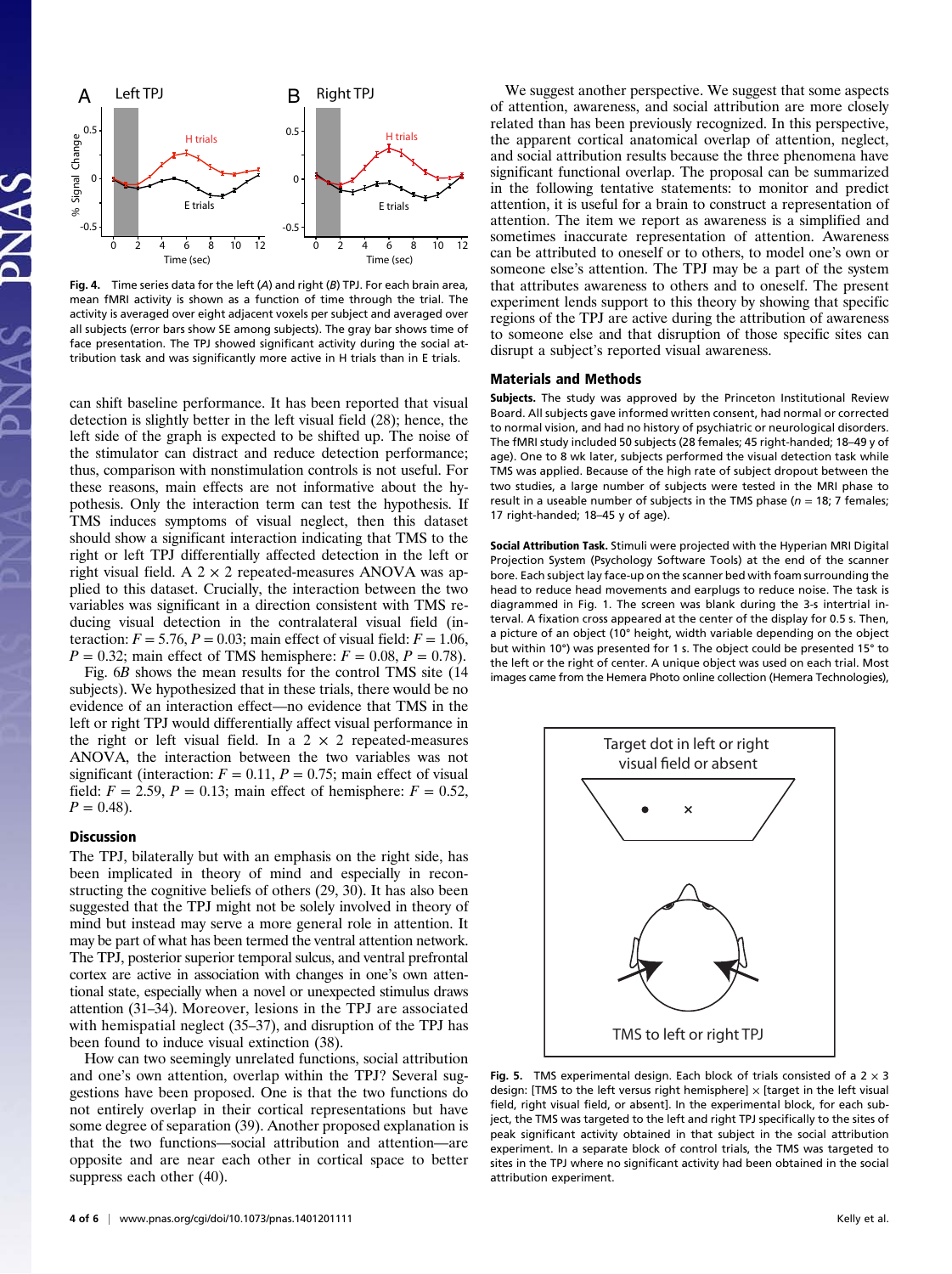Fig. 4. Time series data for the left (A) and right (B) TPJ. For each brain area, mean fMRI activity is shown as a function of time through the trial. The activity is averaged over eight adjacent voxels per subject and averaged over all subjects (error bars show SE among subjects). The gray bar shows time of face presentation. The TPJ showed significant activity during the social attribution task and was significantly more active in H trials than in E trials.

can shift baseline performance. It has been reported that visual detection is slightly better in the left visual field (28); hence, the left side of the graph is expected to be shifted up. The noise of the stimulator can distract and reduce detection performance; thus, comparison with nonstimulation controls is not useful. For these reasons, main effects are not informative about the hypothesis. Only the interaction term can test the hypothesis. If TMS induces symptoms of visual neglect, then this dataset should show a significant interaction indicating that TMS to the right or left TPJ differentially affected detection in the left or right visual field. A $2 \times 2$ repeated-measures ANOVA was applied to this dataset. Crucially, the interaction between the two variables was significant in a direction consistent with TMS reducing visual detection in the contralateral visual field (interaction: $F = 5.76$, $P = 0.03$; main effect of visual field: $F = 1.06$, $P = 0.32$; main effect of TMS hemisphere: $F = 0.08$, $P = 0.78$).

Fig. 6B shows the mean results for the control TMS site (14 subjects). We hypothesized that in these trials, there would be no evidence of an interaction effect—no evidence that TMS in the left or right TPJ would differentially affect visual performance in the right or left visual field. In a $2 \times 2$ repeated-measures ANOVA, the interaction between the two variables was not significant (interaction: $F = 0.11$, $P = 0.75$; main effect of visual field: $F = 2.59$, $P = 0.13$; main effect of hemisphere: $F = 0.52$, $P = 0.48$).

## Discussion

The TPJ, bilaterally but with an emphasis on the right side, has been implicated in theory of mind and especially in reconstructing the cognitive beliefs of others (29, 30). It has also been suggested that the TPJ might not be solely involved in theory of mind but instead may serve a more general role in attention. It may be part of what has been termed the ventral attention network. The TPJ, posterior superior temporal sulcus, and ventral prefrontal cortex are active in association with changes in one's own attentional state, especially when a novel or unexpected stimulus draws attention (31–34). Moreover, lesions in the TPJ are associated with hemispatial neglect (35–37), and disruption of the TPJ has been found to induce visual extinction (38).

How can two seemingly unrelated functions, social attribution and one's own attention, overlap within the TPJ? Several suggestions have been proposed. One is that the two functions do not entirely overlap in their cortical representations but have some degree of separation (39). Another proposed explanation is that the two functions—social attribution and attention—are opposite and are near each other in cortical space to better suppress each other (40).

We suggest another perspective. We suggest that some aspects of attention, awareness, and social attribution are more closely related than has been previously recognized. In this perspective, the apparent cortical anatomical overlap of attention, neglect, and social attribution results because the three phenomena have significant functional overlap. The proposal can be summarized in the following tentative statements: to monitor and predict attention, it is useful for a brain to construct a representation of attention. The item we report as awareness is a simplified and sometimes inaccurate representation of attention. Awareness can be attributed to oneself or to others, to model one's own or someone else's attention. The TPJ may be a part of the system that attributes awareness to others and to oneself. The present experiment lends support to this theory by showing that specific regions of the TPJ are active during the attribution of awareness to someone else and that disruption of those specific sites can disrupt a subject's reported visual awareness.

## Materials and Methods

**Subjects.** The study was approved by the Princeton Institutional Review Board. All subjects gave informed written consent, had normal or corrected to normal vision, and had no history of psychiatric or neurological disorders. The fMRI study included 50 subjects (28 females; 45 right-handed; 18–49 y of age). One to 8 wk later, subjects performed the visual detection task while TMS was applied. Because of the high rate of subject dropout between the two studies, a large number of subjects were tested in the MRI phase to result in a useable number of subjects in the TMS phase ($n = 18$; 7 females; 17 right-handed; 18–45 y of age).

**Social Attribution Task.** Stimuli were projected with the Hyperian MRI Digital Projection System (Psychology Software Tools) at the end of the scanner bore. Each subject lay face-up on the scanner bed with foam surrounding the head to reduce head movements and earplugs to reduce noise. The task is diagrammed in Fig. 1. The screen was blank during the 3-s intertrial interval. A fixation cross appeared at the center of the display for 0.5 s. Then, a picture of an object (10° height, width variable depending on the object but within 10°) was presented for 1 s. The object could be presented 15° to the left or the right of center. A unique object was used on each trial. Most images came from the Hemera Photo online collection (Hemera Technologies),

Fig. 5. TMS experimental design. Each block of trials consisted of a $2 \times 3$ design: [TMS to the left versus right hemisphere] $\times$ [target in the left visual field, right visual field, or absent]. In the experimental block, for each subject, the TMS was targeted to the left and right TPJ specifically to the sites of peak significant activity obtained in that subject in the social attribution experiment. In a separate block of control trials, the TMS was targeted to sites in the TPJ where no significant activity had been obtained in the social attribution experiment.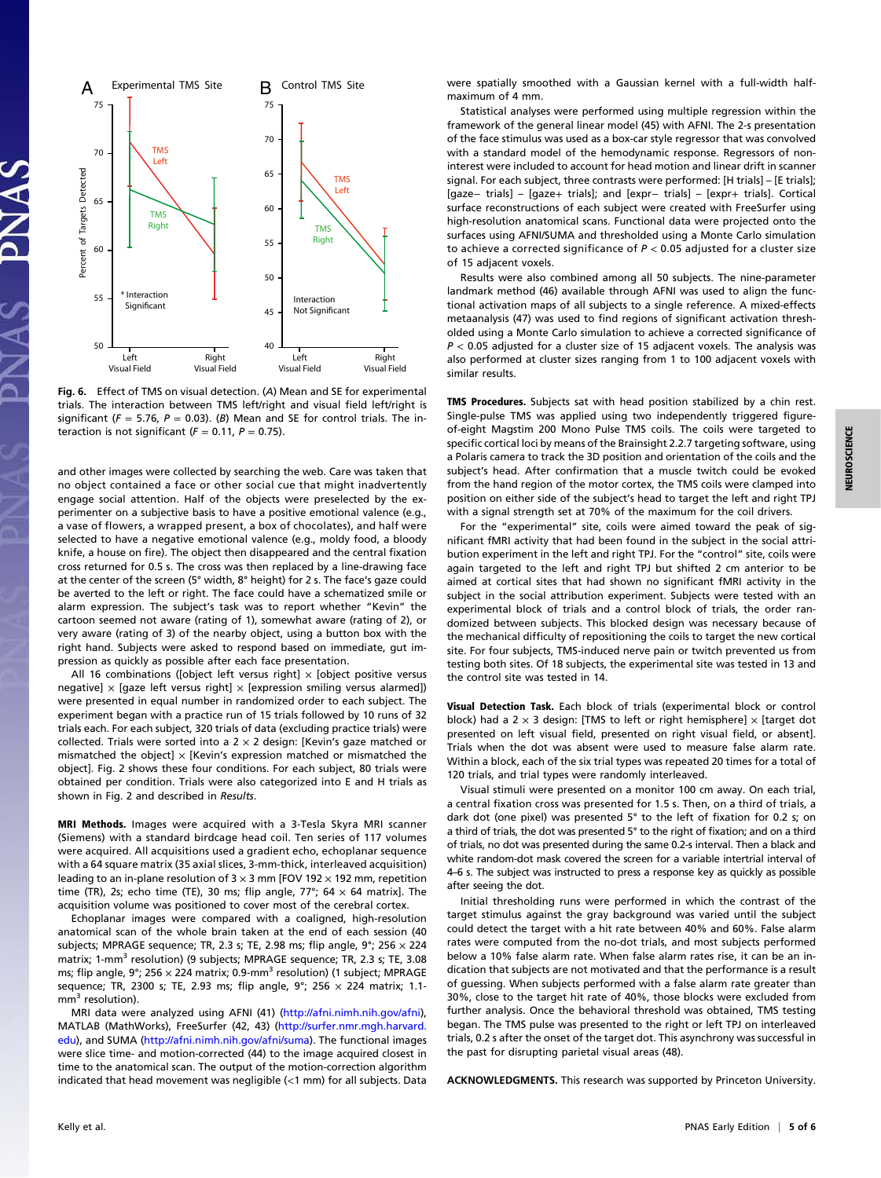Fig. 6. Effect of TMS on visual detection. (*A*) Mean and SE for experimental trials. The interaction between TMS left/right and visual field left/right is significant ($F = 5.76$, $P = 0.03$). (*B*) Mean and SE for control trials. The interaction is not significant ($F = 0.11$, $P = 0.75$).

and other images were collected by searching the web. Care was taken that no object contained a face or other social cue that might inadvertently engage social attention. Half of the objects were preselected by the experimenter on a subjective basis to have a positive emotional valence (e.g., a vase of flowers, a wrapped present, a box of chocolates), and half were selected to have a negative emotional valence (e.g., moldy food, a bloody knife, a house on fire). The object then disappeared and the central fixation cross returned for 0.5 s. The cross was then replaced by a line-drawing face at the center of the screen (5° width, 8° height) for 2 s. The face's gaze could be averted to the left or right. The face could have a schematized smile or alarm expression. The subject's task was to report whether "Kevin" the cartoon seemed not aware (rating of 1), somewhat aware (rating of 2), or very aware (rating of 3) of the nearby object, using a button box with the right hand. Subjects were asked to respond based on immediate, gut impression as quickly as possible after each face presentation.

All 16 combinations ([object left versus right] × [object positive versus negative] × [gaze left versus right] × [expression smiling versus alarmed]) were presented in equal number in randomized order to each subject. The experiment began with a practice run of 15 trials followed by 10 runs of 32 trials each. For each subject, 320 trials of data (excluding practice trials) were collected. Trials were sorted into a 2 × 2 design: [Kevin's gaze matched or mismatched the object] × [Kevin's expression matched or mismatched the object]. Fig. 2 shows these four conditions. For each subject, 80 trials were obtained per condition. Trials were also categorized into E and H trials as shown in Fig. 2 and described in *Results*.

**MRI Methods.** Images were acquired with a 3-Tesla Skyra MRI scanner (Siemens) with a standard birdcage head coil. Ten series of 117 volumes were acquired. All acquisitions used a gradient echo, echoplanar sequence with a 64 square matrix (35 axial slices, 3-mm-thick, interleaved acquisition) leading to an in-plane resolution of 3 × 3 mm [FOV 192 × 192 mm, repetition time (TR), 2s; echo time (TE), 30 ms; flip angle, 77°; 64 × 64 matrix]. The acquisition volume was positioned to cover most of the cerebral cortex.

Echoplanar images were compared with a coaligned, high-resolution anatomical scan of the whole brain taken at the end of each session (40 subjects; MPRAGE sequence; TR, 2.3 s; TE, 2.98 ms; flip angle, 9°; 256 × 224 matrix; 1-$mm^3$ resolution) (9 subjects; MPRAGE sequence; TR, 2.3 s; TE, 3.08 ms; flip angle, 9°; 256 × 224 matrix; 0.9-$mm^3$ resolution) (1 subject; MPRAGE sequence; TR, 2300 s; TE, 2.93 ms; flip angle, 9°; 256 × 224 matrix; 1.1-$mm^3$ resolution).

MRI data were analyzed using AFNI (41) (http://afni.nimh.nih.gov/afni), MATLAB (MathWorks), FreeSurfer (42, 43) (http://surfer.nmr.mgh.harvard.edu), and SUMA (http://afni.nimh.nih.gov/afni/suma). The functional images were slice time- and motion-corrected (44) to the image acquired closest in time to the anatomical scan. The output of the motion-correction algorithm indicated that head movement was negligible (<1 mm) for all subjects. Data were spatially smoothed with a Gaussian kernel with a full-width half-maximum of 4 mm.

Statistical analyses were performed using multiple regression within the framework of the general linear model (45) with AFNI. The 2-s presentation of the face stimulus was used as a box-car style regressor that was convolved with a standard model of the hemodynamic response. Regressors of noninterest were included to account for head motion and linear drift in scanner signal. For each subject, three contrasts were performed: [H trials] – [E trials]; [gaze– trials] – [gaze+ trials]; and [expr– trials] – [expr+ trials]. Cortical surface reconstructions of each subject were created with FreeSurfer using high-resolution anatomical scans. Functional data were projected onto the surfaces using AFNI/SUMA and thresholded using a Monte Carlo simulation to achieve a corrected significance of $P < 0.05$ adjusted for a cluster size of 15 adjacent voxels.

Results were also combined among all 50 subjects. The nine-parameter landmark method (46) available through AFNI was used to align the functional activation maps of all subjects to a single reference. A mixed-effects metaanalysis (47) was used to find regions of significant activation thresholded using a Monte Carlo simulation to achieve a corrected significance of $P < 0.05$ adjusted for a cluster size of 15 adjacent voxels. The analysis was also performed at cluster sizes ranging from 1 to 100 adjacent voxels with similar results.

**TMS Procedures.** Subjects sat with head position stabilized by a chin rest. Single-pulse TMS was applied using two independently triggered figure-of-eight Magstim 200 Mono Pulse TMS coils. The coils were targeted to specific cortical loci by means of the Brainsight 2.2.7 targeting software, using a Polaris camera to track the 3D position and orientation of the coils and the subject's head. After confirmation that a muscle twitch could be evoked from the hand region of the motor cortex, the TMS coils were clamped into position on either side of the subject's head to target the left and right TPJ with a signal strength set at 70% of the maximum for the coil drivers.

For the "experimental" site, coils were aimed toward the peak of significant fMRI activity that had been found in the subject in the social attribution experiment in the left and right TPJ. For the "control" site, coils were again targeted to the left and right TPJ but shifted 2 cm anterior to be aimed at cortical sites that had shown no significant fMRI activity in the subject in the social attribution experiment. Subjects were tested with an experimental block of trials and a control block of trials, the order randomized between subjects. This blocked design was necessary because of the mechanical difficulty of repositioning the coils to target the new cortical site. For four subjects, TMS-induced nerve pain or twitch prevented us from testing both sites. Of 18 subjects, the experimental site was tested in 13 and the control site was tested in 14.

**Visual Detection Task.** Each block of trials (experimental block or control block) had a 2 × 3 design: [TMS to left or right hemisphere] × [target dot presented on left visual field, presented on right visual field, or absent]. Trials when the dot was absent were used to measure false alarm rate. Within a block, each of the six trial types was repeated 20 times for a total of 120 trials, and trial types were randomly interleaved.

Visual stimuli were presented on a monitor 100 cm away. On each trial, a central fixation cross was presented for 1.5 s. Then, on a third of trials, a dark dot (one pixel) was presented 5° to the left of fixation for 0.2 s; on a third of trials, the dot was presented 5° to the right of fixation; and on a third of trials, no dot was presented during the same 0.2-s interval. Then a black and white random-dot mask covered the screen for a variable intertrial interval of 4–6 s. The subject was instructed to press a response key as quickly as possible after seeing the dot.

Initial thresholding runs were performed in which the contrast of the target stimulus against the gray background was varied until the subject could detect the target with a hit rate between 40% and 60%. False alarm rates were computed from the no-dot trials, and most subjects performed below a 10% false alarm rate. When false alarm rates rise, it can be an indication that subjects are not motivated and that the performance is a result of guessing. When subjects performed with a false alarm rate greater than 30%, close to the target hit rate of 40%, those blocks were excluded from further analysis. Once the behavioral threshold was obtained, TMS testing began. The TMS pulse was presented to the right or left TPJ on interleaved trials, 0.2 s after the onset of the target dot. This asynchrony was successful in the past for disrupting parietal visual areas (48).

**ACKNOWLEDGMENTS.** This research was supported by Princeton University.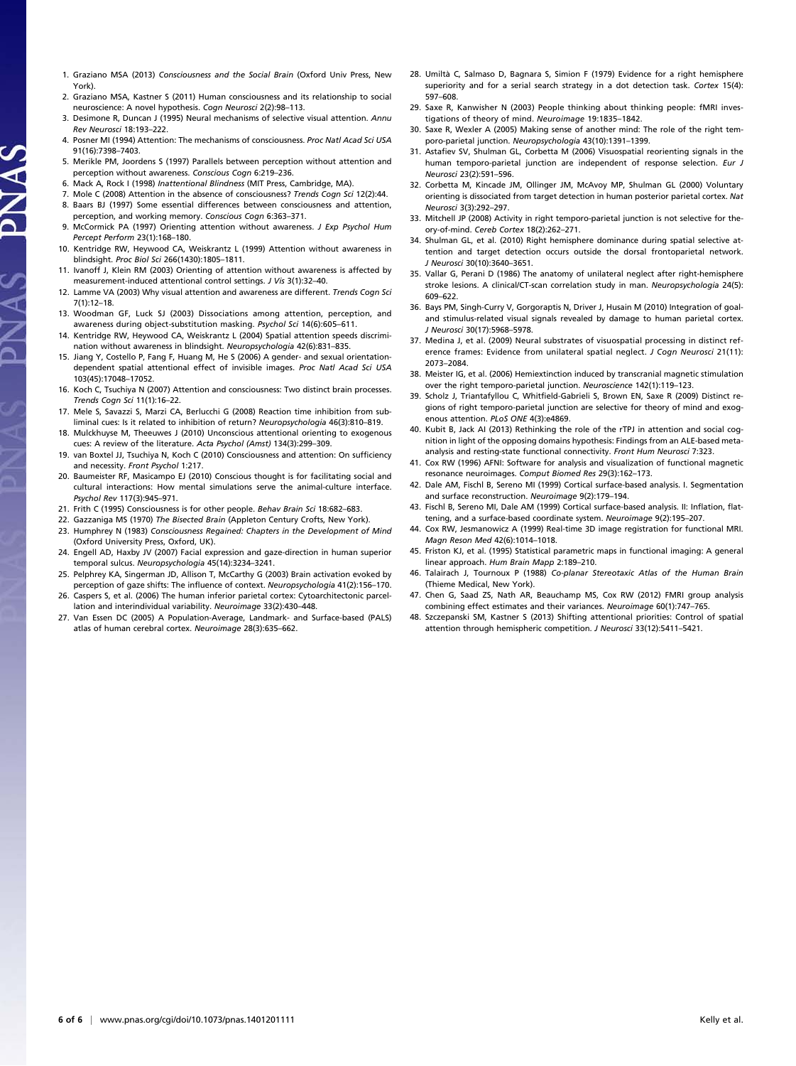1. Graziano MSA (2013) *Consciousness and the Social Brain* (Oxford Univ Press, New York).
2. Graziano MSA, Kastner S (2011) Human consciousness and its relationship to social neuroscience: A novel hypothesis. *Cogn Neurosci* 2(2):98–113.
3. Desimone R, Duncan J (1995) Neural mechanisms of selective visual attention. *Annu Rev Neurosci* 18:193–222.
4. Posner MI (1994) Attention: The mechanisms of consciousness. *Proc Natl Acad Sci USA* 91(16):7398–7403.
5. Merikle PM, Joordens S (1997) Parallels between perception without attention and perception without awareness. *Conscious Cogn* 6:219–236.
6. Mack A, Rock I (1998) *Inattentional Blindness* (MIT Press, Cambridge, MA).
7. Mole C (2008) Attention in the absence of consciousness? *Trends Cogn Sci* 12(2):44.
8. Baars BJ (1997) Some essential differences between consciousness and attention, perception, and working memory. *Conscious Cogn* 6:363–371.
9. McCormick PA (1997) Orienting attention without awareness. *J Exp Psychol Hum Percept Perform* 23(1):168–180.
10. Kentridge RW, Heywood CA, Weiskrantz L (1999) Attention without awareness in blindsight. *Proc Biol Sci* 266(1430):1805–1811.
11. Ivanoff J, Klein RM (2003) Orienting of attention without awareness is affected by measurement-induced attentional control settings. *J Vis* 3(1):32–40.
12. Lamme VA (2003) Why visual attention and awareness are different. *Trends Cogn Sci* 7(1):12–18.
13. Woodman GF, Luck SJ (2003) Dissociations among attention, perception, and awareness during object-substitution masking. *Psychol Sci* 14(6):605–611.
14. Kentridge RW, Heywood CA, Weiskrantz L (2004) Spatial attention speeds discrimination without awareness in blindsight. *Neuropsychologia* 42(6):831–835.
15. Jiang Y, Costello P, Fang F, Huang M, He S (2006) A gender- and sexual orientation-dependent spatial attentional effect of invisible images. *Proc Natl Acad Sci USA* 103(45):17048–17052.
16. Koch C, Tsuchiya N (2007) Attention and consciousness: Two distinct brain processes. *Trends Cogn Sci* 11(1):16–22.
17. Mele S, Savazzi S, Marzi CA, Berlucchi G (2008) Reaction time inhibition from subliminal cues: Is it related to inhibition of return? *Neuropsychologia* 46(3):810–819.
18. Mulckhuyse M, Theeuwes J (2010) Unconscious attentional orienting to exogenous cues: A review of the literature. *Acta Psychol (Amst)* 134(3):299–309.
19. van Boxtel JJ, Tsuchiya N, Koch C (2010) Consciousness and attention: On sufficiency and necessity. *Front Psychol* 1:217.
20. Baumeister RF, Masicampo EJ (2010) Conscious thought is for facilitating social and cultural interactions: How mental simulations serve the animal-culture interface. *Psychol Rev* 117(3):945–971.
21. Frith C (1995) Consciousness is for other people. *Behav Brain Sci* 18:682–683.
22. Gazzaniga MS (1970) *The Bisected Brain* (Appleton Century Crofts, New York).
23. Humphrey N (1983) *Consciousness Regained: Chapters in the Development of Mind* (Oxford University Press, Oxford, UK).
24. Engell AD, Haxby JV (2007) Facial expression and gaze-direction in human superior temporal sulcus. *Neuropsychologia* 45(14):3234–3241.
25. Pelphrey KA, Singerman JD, Allison T, McCarthy G (2003) Brain activation evoked by perception of gaze shifts: The influence of context. *Neuropsychologia* 41(2):156–170.
26. Caspers S, et al. (2006) The human inferior parietal cortex: Cytoarchitectonic parcellation and interindividual variability. *Neuroimage* 33(2):430–448.
27. Van Essen DC (2005) A Population-Average, Landmark- and Surface-based (PALS) atlas of human cerebral cortex. *Neuroimage* 28(3):635–662.
28. Umiltà C, Salmaso D, Bagnara S, Simion F (1979) Evidence for a right hemisphere superiority and for a serial search strategy in a dot detection task. *Cortex* 15(4): 597–608.
29. Saxe R, Kanwisher N (2003) People thinking about thinking people: fMRI investigations of theory of mind. *Neuroimage* 19:1835–1842.
30. Saxe R, Wexler A (2005) Making sense of another mind: The role of the right temporo-parietal junction. *Neuropsychologia* 43(10):1391–1399.
31. Astafiev SV, Shulman GL, Corbetta M (2006) Visuospatial reorienting signals in the human temporo-parietal junction are independent of response selection. *Eur J Neurosci* 23(2):591–596.
32. Corbetta M, Kincade JM, Ollinger JM, McAvoy MP, Shulman GL (2000) Voluntary orienting is dissociated from target detection in human posterior parietal cortex. *Nat Neurosci* 3(3):292–297.
33. Mitchell JP (2008) Activity in right temporo-parietal junction is not selective for theory-of-mind. *Cereb Cortex* 18(2):262–271.
34. Shulman GL, et al. (2010) Right hemisphere dominance during spatial selective attention and target detection occurs outside the dorsal frontoparietal network. *J Neurosci* 30(10):3640–3651.
35. Vallar G, Perani D (1986) The anatomy of unilateral neglect after right-hemisphere stroke lesions. A clinical/CT-scan correlation study in man. *Neuropsychologia* 24(5): 609–622.
36. Bays PM, Singh-Curry V, Gorgoraptis N, Driver J, Husain M (2010) Integration of goal- and stimulus-related visual signals revealed by damage to human parietal cortex. *J Neurosci* 30(17):5968–5978.
37. Medina J, et al. (2009) Neural substrates of visuospatial processing in distinct reference frames: Evidence from unilateral spatial neglect. *J Cogn Neurosci* 21(11): 2073–2084.
38. Meister IG, et al. (2006) Hemiextinction induced by transcranial magnetic stimulation over the right temporo-parietal junction. *Neuroscience* 142(1):119–123.
39. Scholz J, Triantafyllou C, Whitfield-Gabrieli S, Brown EN, Saxe R (2009) Distinct regions of right temporo-parietal junction are selective for theory of mind and exogenous attention. *PLoS ONE* 4(3):e4869.
40. Kubit B, Jack AI (2013) Rethinking the role of the rTPJ in attention and social cognition in light of the opposing domains hypothesis: Findings from an ALE-based meta-analysis and resting-state functional connectivity. *Front Hum Neurosci* 7:323.
41. Cox RW (1996) AFNI: Software for analysis and visualization of functional magnetic resonance neuroimages. *Comput Biomed Res* 29(3):162–173.
42. Dale AM, Fischl B, Sereno MI (1999) Cortical surface-based analysis. I. Segmentation and surface reconstruction. *Neuroimage* 9(2):179–194.
43. Fischl B, Sereno MI, Dale AM (1999) Cortical surface-based analysis. II: Inflation, flattening, and a surface-based coordinate system. *Neuroimage* 9(2):195–207.
44. Cox RW, Jesmanowicz A (1999) Real-time 3D image registration for functional MRI. *Magn Reson Med* 42(6):1014–1018.
45. Friston KJ, et al. (1995) Statistical parametric maps in functional imaging: A general linear approach. *Hum Brain Mapp* 2:189–210.
46. Talairach J, Tournoux P (1988) *Co-planar Stereotaxic Atlas of the Human Brain* (Thieme Medical, New York).
47. Chen G, Saad ZS, Nath AR, Beauchamp MS, Cox RW (2012) FMRI group analysis combining effect estimates and their variances. *Neuroimage* 60(1):747–765.
48. Szczepanski SM, Kastner S (2013) Shifting attentional priorities: Control of spatial attention through hemispheric competition. *J Neurosci* 33(12):5411–5421.